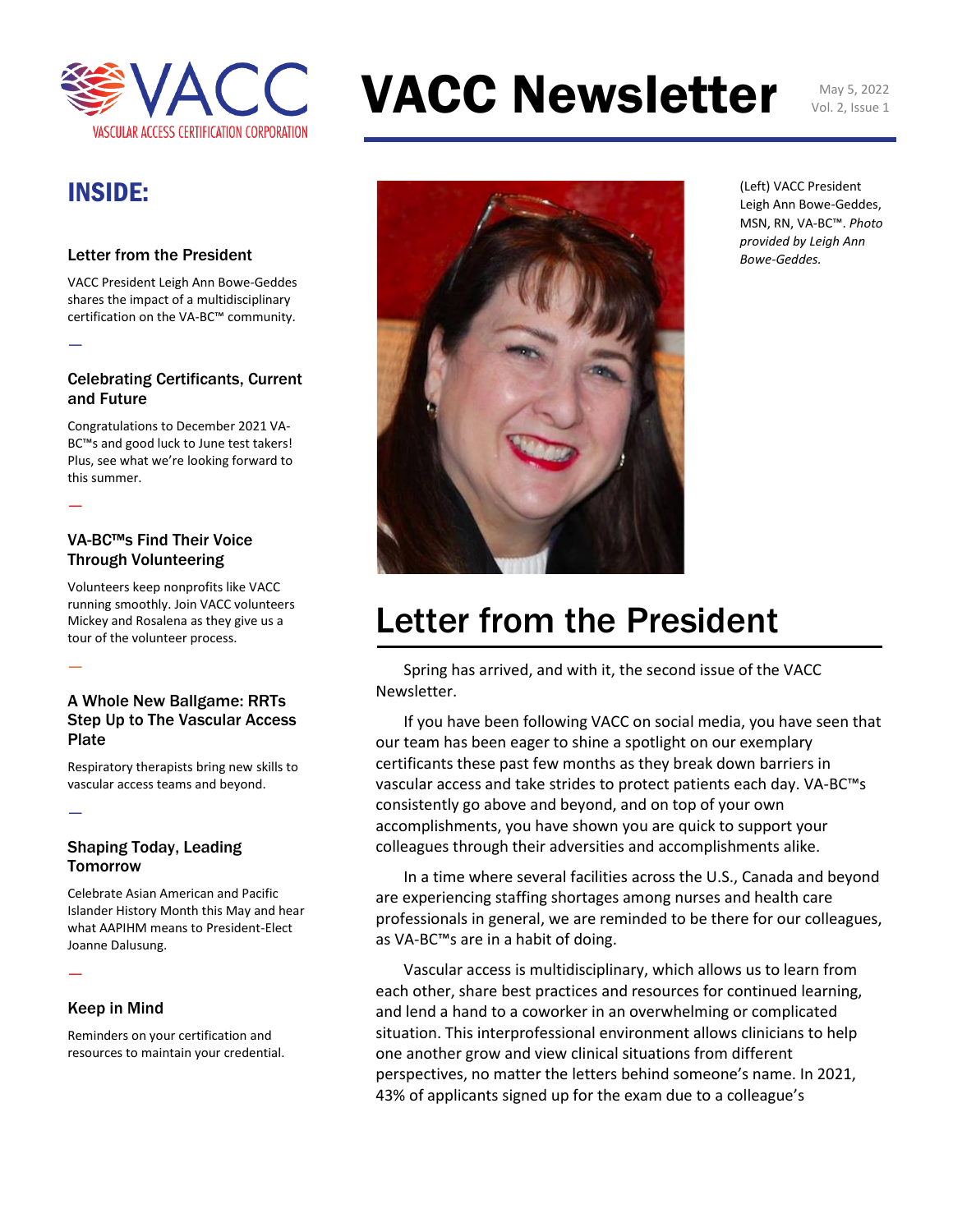# VACC Newsletter

May 5, 2022
Vol. 2, Issue 1

## INSIDE:

### Letter from the President

VACC President Leigh Ann Bowe-Geddes shares the impact of a multidisciplinary certification on the VA-BC™ community.

### Celebrating Certificants, Current and Future

Congratulations to December 2021 VA-BC™s and good luck to June test takers! Plus, see what we're looking forward to this summer.

### VA-BC™s Find Their Voice Through Volunteering

Volunteers keep nonprofits like VACC running smoothly. Join VACC volunteers Mickey and Rosalena as they give us a tour of the volunteer process.

### A Whole New Ballgame: RRTs Step Up to The Vascular Access Plate

Respiratory therapists bring new skills to vascular access teams and beyond.

### Shaping Today, Leading Tomorrow

Celebrate Asian American and Pacific Islander History Month this May and hear what AAPIHM means to President-Elect Joanne Dalusung.

### Keep in Mind

Reminders on your certification and resources to maintain your credential.

(Left) VACC President Leigh Ann Bowe-Geddes, MSN, RN, VA-BC™. *Photo provided by Leigh Ann Bowe-Geddes.*

# Letter from the President

Spring has arrived, and with it, the second issue of the VACC Newsletter.

If you have been following VACC on social media, you have seen that our team has been eager to shine a spotlight on our exemplary certificants these past few months as they break down barriers in vascular access and take strides to protect patients each day. VA-BC™s consistently go above and beyond, and on top of your own accomplishments, you have shown you are quick to support your colleagues through their adversities and accomplishments alike.

In a time where several facilities across the U.S., Canada and beyond are experiencing staffing shortages among nurses and health care professionals in general, we are reminded to be there for our colleagues, as VA-BC™s are in a habit of doing.

Vascular access is multidisciplinary, which allows us to learn from each other, share best practices and resources for continued learning, and lend a hand to a coworker in an overwhelming or complicated situation. This interprofessional environment allows clinicians to help one another grow and view clinical situations from different perspectives, no matter the letters behind someone's name. In 2021, 43% of applicants signed up for the exam due to a colleague's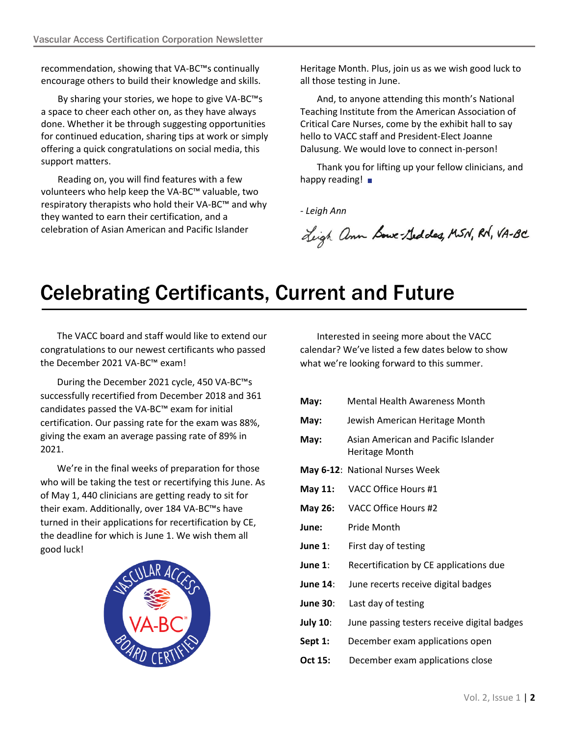recommendation, showing that VA-BC™s continually encourage others to build their knowledge and skills.

By sharing your stories, we hope to give VA-BC™s a space to cheer each other on, as they have always done. Whether it be through suggesting opportunities for continued education, sharing tips at work or simply offering a quick congratulations on social media, this support matters.

Reading on, you will find features with a few volunteers who help keep the VA-BC™ valuable, two respiratory therapists who hold their VA-BC™ and why they wanted to earn their certification, and a celebration of Asian American and Pacific Islander Heritage Month. Plus, join us as we wish good luck to all those testing in June.

And, to anyone attending this month's National Teaching Institute from the American Association of Critical Care Nurses, come by the exhibit hall to say hello to VACC staff and President-Elect Joanne Dalusung. We would love to connect in-person!

Thank you for lifting up your fellow clinicians, and happy reading!

*- Leigh Ann*

Leigh Ann Bowe-Geddes, MSN, RN, VA-BC

# Celebrating Certificants, Current and Future

The VACC board and staff would like to extend our congratulations to our newest certificants who passed the December 2021 VA-BC™ exam!

During the December 2021 cycle, 450 VA-BC™s successfully recertified from December 2018 and 361 candidates passed the VA-BC™ exam for initial certification. Our passing rate for the exam was 88%, giving the exam an average passing rate of 89% in 2021.

We're in the final weeks of preparation for those who will be taking the test or recertifying this June. As of May 1, 440 clinicians are getting ready to sit for their exam. Additionally, over 184 VA-BC™s have turned in their applications for recertification by CE, the deadline for which is June 1. We wish them all good luck!

Interested in seeing more about the VACC calendar? We've listed a few dates below to show what we're looking forward to this summer.

| | |
|---|---|
| **May:** | Mental Health Awareness Month |
| **May:** | Jewish American Heritage Month |
| **May:** | Asian American and Pacific Islander Heritage Month |
| **May 6-12**: | National Nurses Week |
| **May 11:** | VACC Office Hours #1 |
| **May 26:** | VACC Office Hours #2 |
| **June:** | Pride Month |
| **June 1**: | First day of testing |
| **June 1**: | Recertification by CE applications due |
| **June 14**: | June recerts receive digital badges |
| **June 30**: | Last day of testing |
| **July 10**: | June passing testers receive digital badges |
| **Sept 1:** | December exam applications open |
| **Oct 15:** | December exam applications close |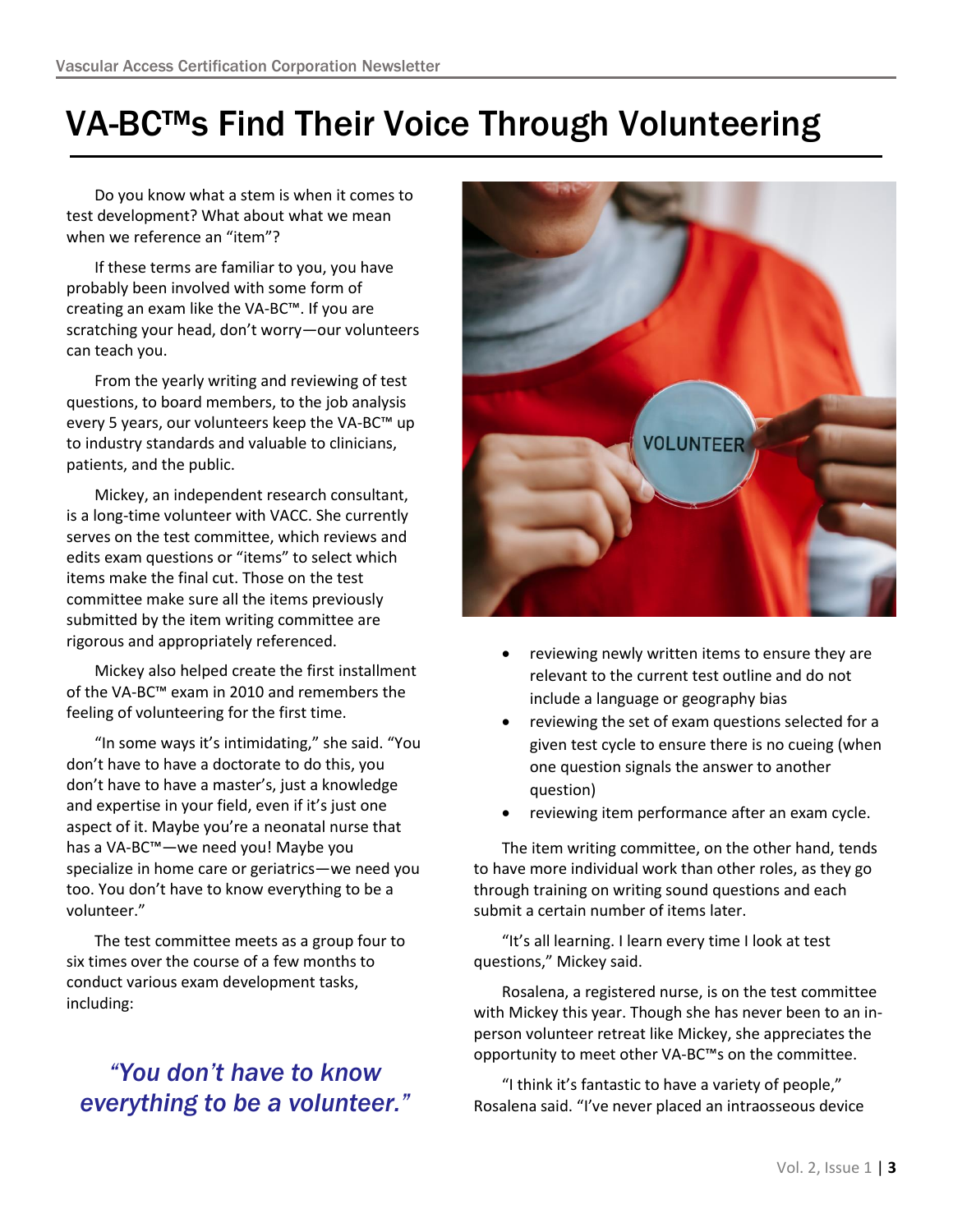# VA-BC™s Find Their Voice Through Volunteering

Do you know what a stem is when it comes to test development? What about what we mean when we reference an "item"?

If these terms are familiar to you, you have probably been involved with some form of creating an exam like the VA-BC™. If you are scratching your head, don't worry—our volunteers can teach you.

From the yearly writing and reviewing of test questions, to board members, to the job analysis every 5 years, our volunteers keep the VA-BC™ up to industry standards and valuable to clinicians, patients, and the public.

Mickey, an independent research consultant, is a long-time volunteer with VACC. She currently serves on the test committee, which reviews and edits exam questions or "items" to select which items make the final cut. Those on the test committee make sure all the items previously submitted by the item writing committee are rigorous and appropriately referenced.

Mickey also helped create the first installment of the VA-BC™ exam in 2010 and remembers the feeling of volunteering for the first time.

"In some ways it's intimidating," she said. "You don't have to have a doctorate to do this, you don't have to have a master's, just a knowledge and expertise in your field, even if it's just one aspect of it. Maybe you're a neonatal nurse that has a VA-BC™—we need you! Maybe you specialize in home care or geriatrics—we need you too. You don't have to know everything to be a volunteer."

The test committee meets as a group four to six times over the course of a few months to conduct various exam development tasks, including:

> *"You don't have to know everything to be a volunteer."*

- reviewing newly written items to ensure they are relevant to the current test outline and do not include a language or geography bias
- reviewing the set of exam questions selected for a given test cycle to ensure there is no cueing (when one question signals the answer to another question)
- reviewing item performance after an exam cycle.

The item writing committee, on the other hand, tends to have more individual work than other roles, as they go through training on writing sound questions and each submit a certain number of items later.

"It's all learning. I learn every time I look at test questions," Mickey said.

Rosalena, a registered nurse, is on the test committee with Mickey this year. Though she has never been to an in-person volunteer retreat like Mickey, she appreciates the opportunity to meet other VA-BC™s on the committee.

"I think it's fantastic to have a variety of people," Rosalena said. "I've never placed an intraosseous device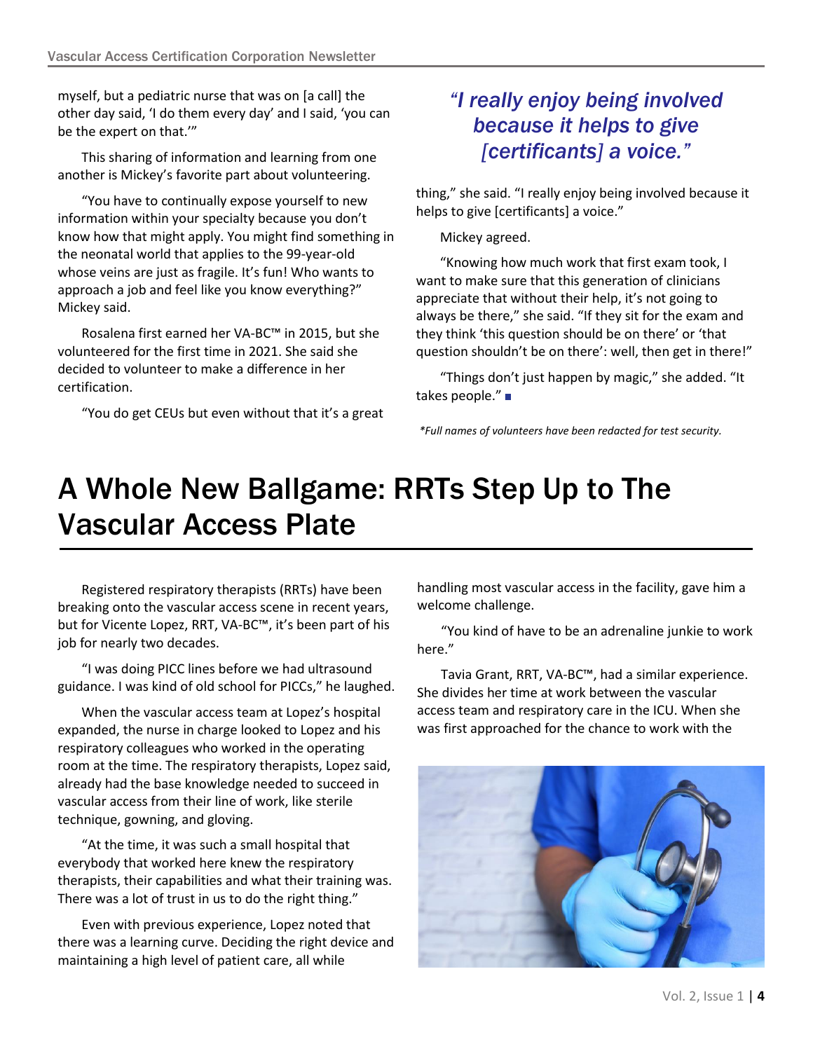myself, but a pediatric nurse that was on [a call] the other day said, 'I do them every day' and I said, 'you can be the expert on that.'"

This sharing of information and learning from one another is Mickey's favorite part about volunteering.

"You have to continually expose yourself to new information within your specialty because you don't know how that might apply. You might find something in the neonatal world that applies to the 99-year-old whose veins are just as fragile. It's fun! Who wants to approach a job and feel like you know everything?" Mickey said.

Rosalena first earned her VA-BC™ in 2015, but she volunteered for the first time in 2021. She said she decided to volunteer to make a difference in her certification.

"You do get CEUs but even without that it's a great thing," she said. "I really enjoy being involved because it helps to give [certificants] a voice."

> *"I really enjoy being involved because it helps to give [certificants] a voice."*

Mickey agreed.

"Knowing how much work that first exam took, I want to make sure that this generation of clinicians appreciate that without their help, it's not going to always be there," she said. "If they sit for the exam and they think 'this question should be on there' or 'that question shouldn't be on there': well, then get in there!"

"Things don't just happen by magic," she added. "It takes people." ■

*\*Full names of volunteers have been redacted for test security.*

# A Whole New Ballgame: RRTs Step Up to The Vascular Access Plate

Registered respiratory therapists (RRTs) have been breaking onto the vascular access scene in recent years, but for Vicente Lopez, RRT, VA-BC™, it's been part of his job for nearly two decades.

"I was doing PICC lines before we had ultrasound guidance. I was kind of old school for PICCs," he laughed.

When the vascular access team at Lopez's hospital expanded, the nurse in charge looked to Lopez and his respiratory colleagues who worked in the operating room at the time. The respiratory therapists, Lopez said, already had the base knowledge needed to succeed in vascular access from their line of work, like sterile technique, gowning, and gloving.

"At the time, it was such a small hospital that everybody that worked here knew the respiratory therapists, their capabilities and what their training was. There was a lot of trust in us to do the right thing."

Even with previous experience, Lopez noted that there was a learning curve. Deciding the right device and maintaining a high level of patient care, all while handling most vascular access in the facility, gave him a welcome challenge.

"You kind of have to be an adrenaline junkie to work here."

Tavia Grant, RRT, VA-BC™, had a similar experience. She divides her time at work between the vascular access team and respiratory care in the ICU. When she was first approached for the chance to work with the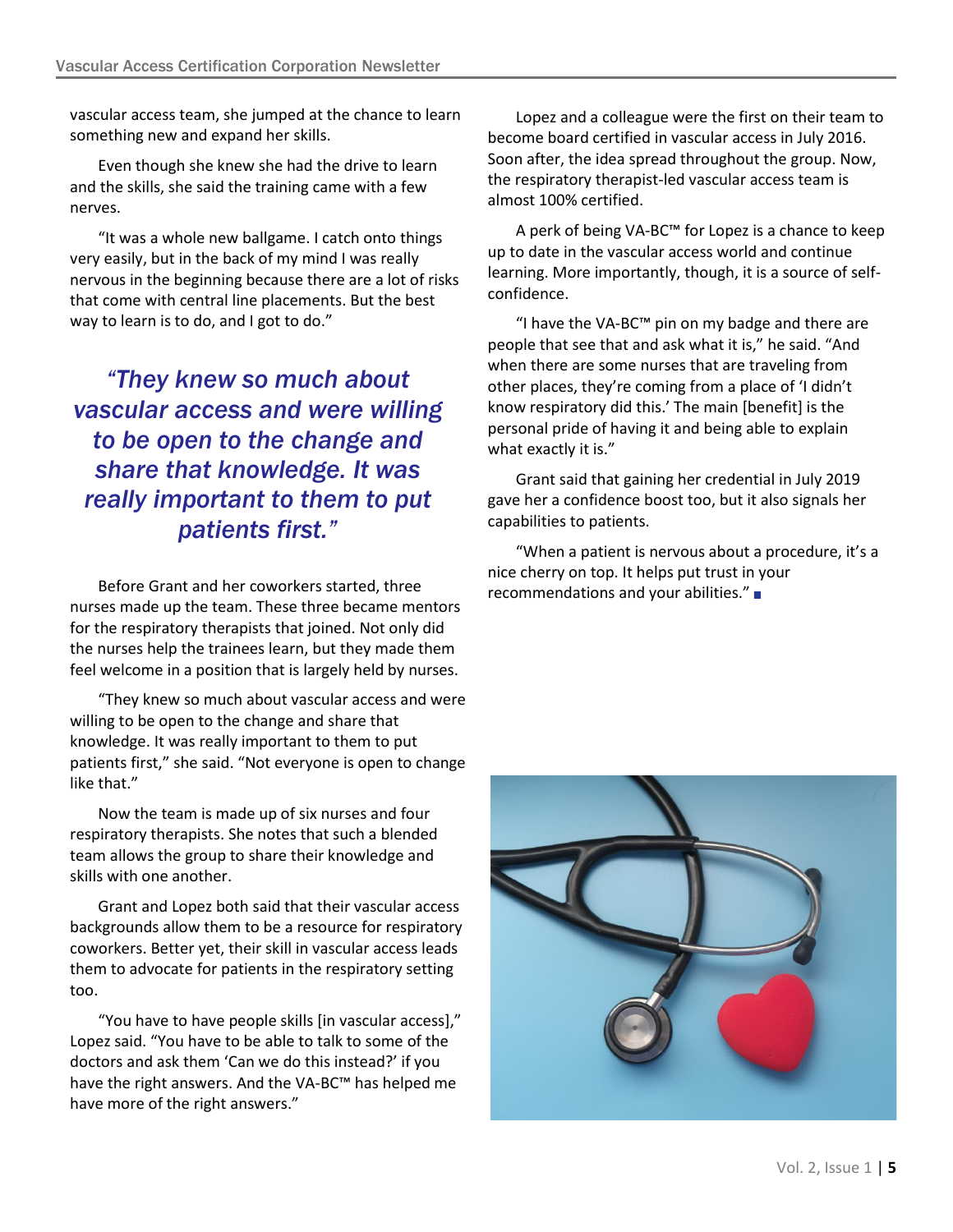vascular access team, she jumped at the chance to learn something new and expand her skills.

Even though she knew she had the drive to learn and the skills, she said the training came with a few nerves.

"It was a whole new ballgame. I catch onto things very easily, but in the back of my mind I was really nervous in the beginning because there are a lot of risks that come with central line placements. But the best way to learn is to do, and I got to do."

> ***"They knew so much about vascular access and were willing to be open to the change and share that knowledge. It was really important to them to put patients first."***

Before Grant and her coworkers started, three nurses made up the team. These three became mentors for the respiratory therapists that joined. Not only did the nurses help the trainees learn, but they made them feel welcome in a position that is largely held by nurses.

"They knew so much about vascular access and were willing to be open to the change and share that knowledge. It was really important to them to put patients first," she said. "Not everyone is open to change like that."

Now the team is made up of six nurses and four respiratory therapists. She notes that such a blended team allows the group to share their knowledge and skills with one another.

Grant and Lopez both said that their vascular access backgrounds allow them to be a resource for respiratory coworkers. Better yet, their skill in vascular access leads them to advocate for patients in the respiratory setting too.

"You have to have people skills [in vascular access]," Lopez said. "You have to be able to talk to some of the doctors and ask them 'Can we do this instead?' if you have the right answers. And the VA-BC™ has helped me have more of the right answers."

Lopez and a colleague were the first on their team to become board certified in vascular access in July 2016. Soon after, the idea spread throughout the group. Now, the respiratory therapist-led vascular access team is almost 100% certified.

A perk of being VA-BC™ for Lopez is a chance to keep up to date in the vascular access world and continue learning. More importantly, though, it is a source of self-confidence.

"I have the VA-BC™ pin on my badge and there are people that see that and ask what it is," he said. "And when there are some nurses that are traveling from other places, they're coming from a place of 'I didn't know respiratory did this.' The main [benefit] is the personal pride of having it and being able to explain what exactly it is."

Grant said that gaining her credential in July 2019 gave her a confidence boost too, but it also signals her capabilities to patients.

"When a patient is nervous about a procedure, it's a nice cherry on top. It helps put trust in your recommendations and your abilities." ■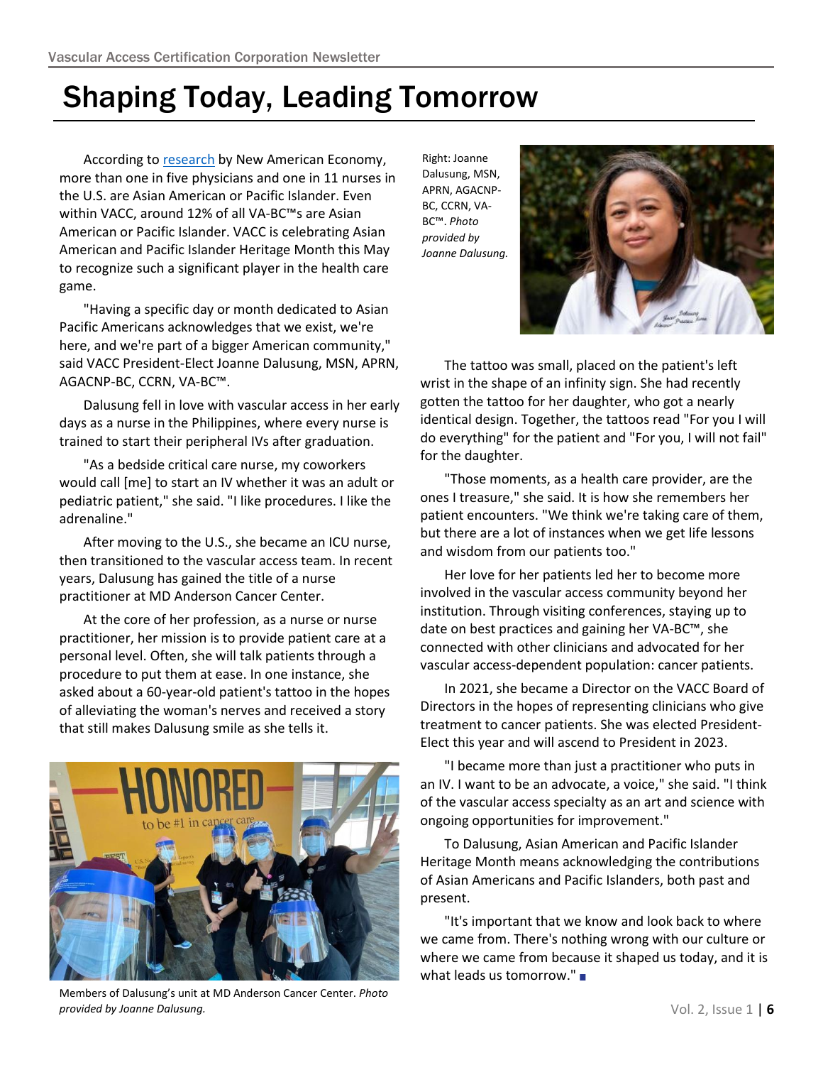# Shaping Today, Leading Tomorrow

According to research by New American Economy, more than one in five physicians and one in 11 nurses in the U.S. are Asian American or Pacific Islander. Even within VACC, around 12% of all VA-BC™s are Asian American or Pacific Islander. VACC is celebrating Asian American and Pacific Islander Heritage Month this May to recognize such a significant player in the health care game.

"Having a specific day or month dedicated to Asian Pacific Americans acknowledges that we exist, we're here, and we're part of a bigger American community," said VACC President-Elect Joanne Dalusung, MSN, APRN, AGACNP-BC, CCRN, VA-BC™.

Dalusung fell in love with vascular access in her early days as a nurse in the Philippines, where every nurse is trained to start their peripheral IVs after graduation.

"As a bedside critical care nurse, my coworkers would call [me] to start an IV whether it was an adult or pediatric patient," she said. "I like procedures. I like the adrenaline."

After moving to the U.S., she became an ICU nurse, then transitioned to the vascular access team. In recent years, Dalusung has gained the title of a nurse practitioner at MD Anderson Cancer Center.

At the core of her profession, as a nurse or nurse practitioner, her mission is to provide patient care at a personal level. Often, she will talk patients through a procedure to put them at ease. In one instance, she asked about a 60-year-old patient's tattoo in the hopes of alleviating the woman's nerves and received a story that still makes Dalusung smile as she tells it.

Members of Dalusung's unit at MD Anderson Cancer Center. *Photo provided by Joanne Dalusung.*

Right: Joanne Dalusung, MSN, APRN, AGACNP-BC, CCRN, VA-BC™. *Photo provided by Joanne Dalusung.*

The tattoo was small, placed on the patient's left wrist in the shape of an infinity sign. She had recently gotten the tattoo for her daughter, who got a nearly identical design. Together, the tattoos read "For you I will do everything" for the patient and "For you, I will not fail" for the daughter.

"Those moments, as a health care provider, are the ones I treasure," she said. It is how she remembers her patient encounters. "We think we're taking care of them, but there are a lot of instances when we get life lessons and wisdom from our patients too."

Her love for her patients led her to become more involved in the vascular access community beyond her institution. Through visiting conferences, staying up to date on best practices and gaining her VA-BC™, she connected with other clinicians and advocated for her vascular access-dependent population: cancer patients.

In 2021, she became a Director on the VACC Board of Directors in the hopes of representing clinicians who give treatment to cancer patients. She was elected President-Elect this year and will ascend to President in 2023.

"I became more than just a practitioner who puts in an IV. I want to be an advocate, a voice," she said. "I think of the vascular access specialty as an art and science with ongoing opportunities for improvement."

To Dalusung, Asian American and Pacific Islander Heritage Month means acknowledging the contributions of Asian Americans and Pacific Islanders, both past and present.

"It's important that we know and look back to where we came from. There's nothing wrong with our culture or where we came from because it shaped us today, and it is what leads us tomorrow."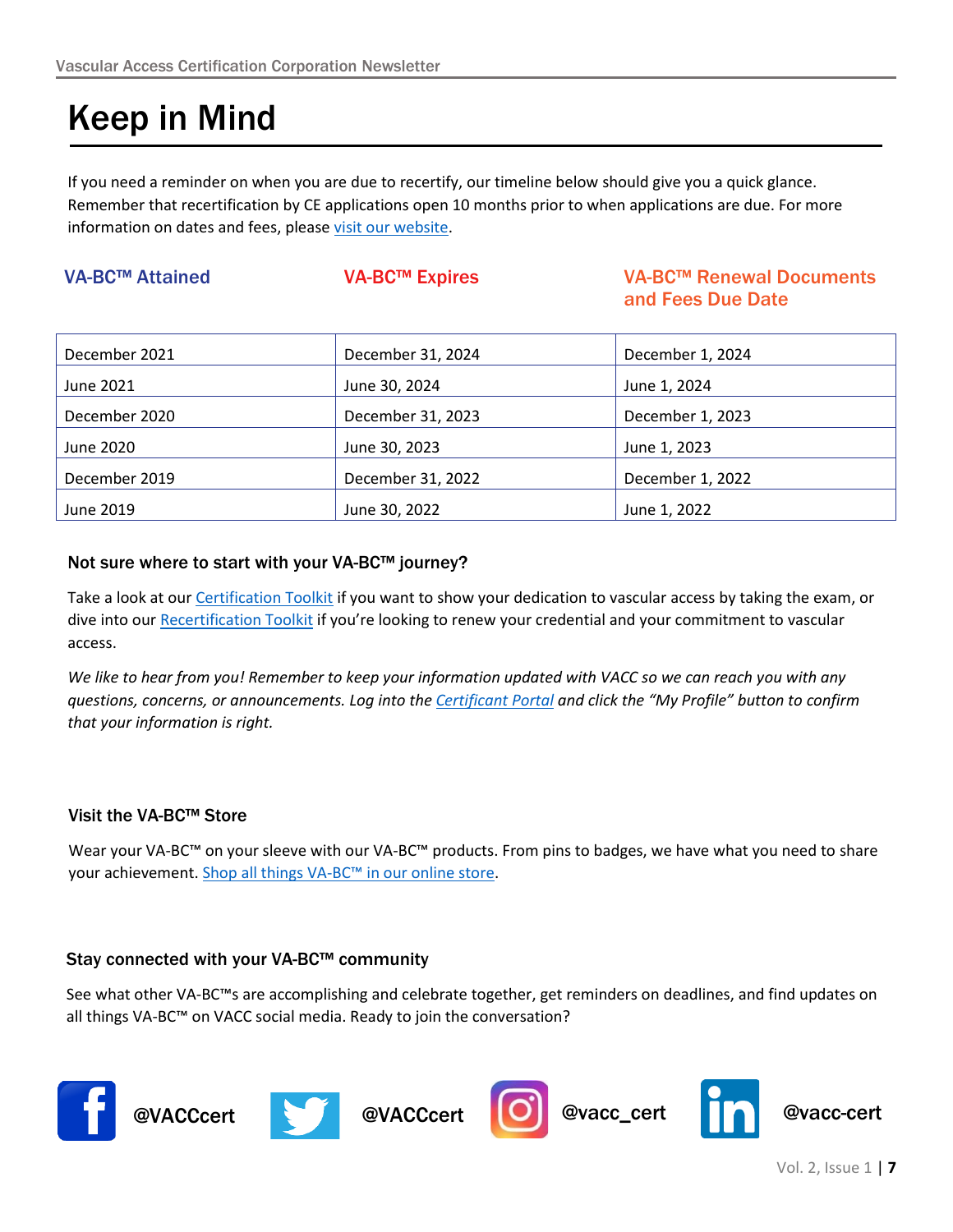# Keep in Mind

If you need a reminder on when you are due to recertify, our timeline below should give you a quick glance. Remember that recertification by CE applications open 10 months prior to when applications are due. For more information on dates and fees, please visit our website.

| VA-BC™ Attained | VA-BC™ Expires | VA-BC™ Renewal Documents and Fees Due Date |
|---|---|---|
| December 2021 | December 31, 2024 | December 1, 2024 |
| June 2021 | June 30, 2024 | June 1, 2024 |
| December 2020 | December 31, 2023 | December 1, 2023 |
| June 2020 | June 30, 2023 | June 1, 2023 |
| December 2019 | December 31, 2022 | December 1, 2022 |
| June 2019 | June 30, 2022 | June 1, 2022 |

### Not sure where to start with your VA-BC™ journey?

Take a look at our Certification Toolkit if you want to show your dedication to vascular access by taking the exam, or dive into our Recertification Toolkit if you're looking to renew your credential and your commitment to vascular access.

*We like to hear from you! Remember to keep your information updated with VACC so we can reach you with any questions, concerns, or announcements. Log into the Certificant Portal and click the "My Profile" button to confirm that your information is right.*

### Visit the VA-BC™ Store

Wear your VA-BC™ on your sleeve with our VA-BC™ products. From pins to badges, we have what you need to share your achievement. Shop all things VA-BC™ in our online store.

### Stay connected with your VA-BC™ community

See what other VA-BC™s are accomplishing and celebrate together, get reminders on deadlines, and find updates on all things VA-BC™ on VACC social media. Ready to join the conversation?

@VACCcert @VACCcert @vacc_cert @vacc-cert